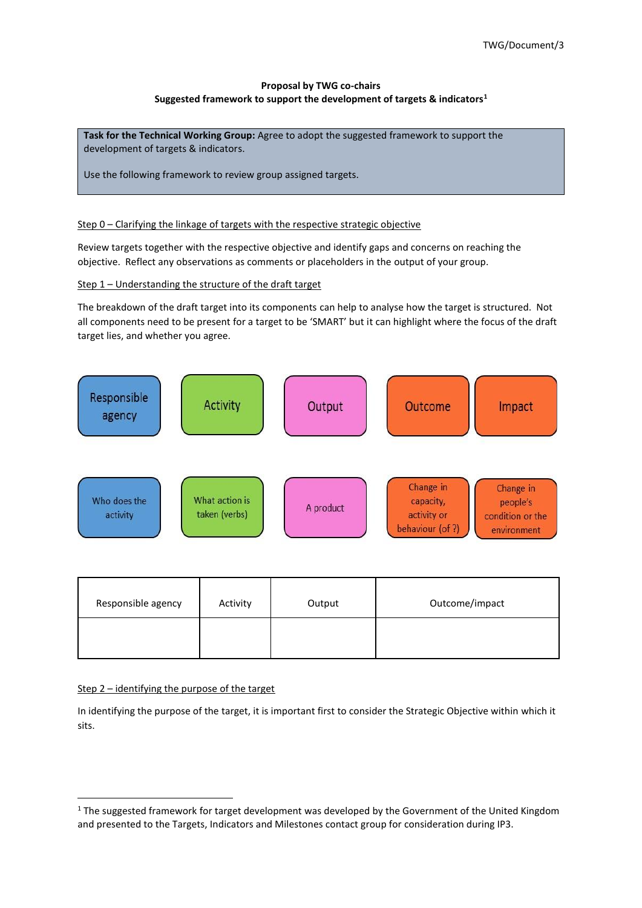TWG/Document/3

**Proposal by TWG co-chairs**
**Suggested framework to support the development of targets & indicators[1]**

**Task for the Technical Working Group:** Agree to adopt the suggested framework to support the development of targets & indicators.

Use the following framework to review group assigned targets.

Step 0 – Clarifying the linkage of targets with the respective strategic objective

Review targets together with the respective objective and identify gaps and concerns on reaching the objective. Reflect any observations as comments or placeholders in the output of your group.

Step 1 – Understanding the structure of the draft target

The breakdown of the draft target into its components can help to analyse how the target is structured. Not all components need to be present for a target to be 'SMART' but it can highlight where the focus of the draft target lies, and whether you agree.

| Responsible agency | Activity | Output | Outcome | Impact |
|---|---|---|---|---|
| Who does the activity | What action is taken (verbs) | A product | Change in capacity, activity or behaviour (of ?) | Change in people's condition or the environment |

| Responsible agency | Activity | Output | Outcome/impact |
|---|---|---|---|
| | | | |

Step 2 – identifying the purpose of the target

In identifying the purpose of the target, it is important first to consider the Strategic Objective within which it sits.

[1] The suggested framework for target development was developed by the Government of the United Kingdom and presented to the Targets, Indicators and Milestones contact group for consideration during IP3.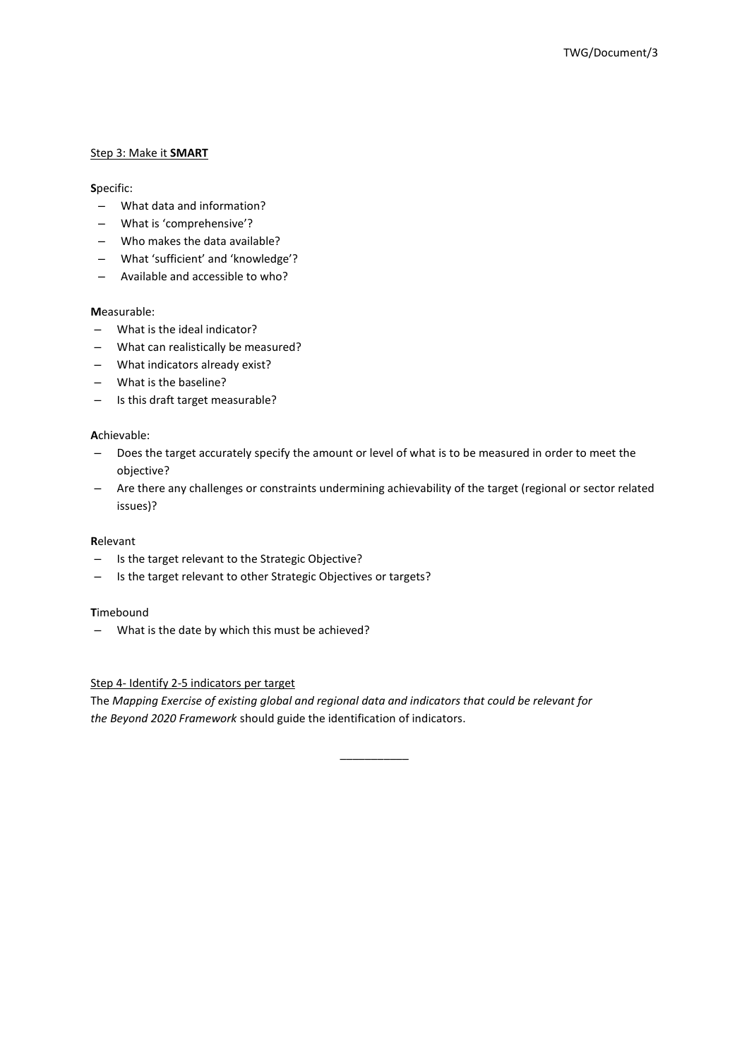Step 3: Make it **SMART**

**S**pecific:

- What data and information?
- What is 'comprehensive'?
- Who makes the data available?
- What 'sufficient' and 'knowledge'?
- Available and accessible to who?

**M**easurable:

- What is the ideal indicator?
- What can realistically be measured?
- What indicators already exist?
- What is the baseline?
- Is this draft target measurable?

**A**chievable:

- Does the target accurately specify the amount or level of what is to be measured in order to meet the objective?
- Are there any challenges or constraints undermining achievability of the target (regional or sector related issues)?

**R**elevant

- Is the target relevant to the Strategic Objective?
- Is the target relevant to other Strategic Objectives or targets?

**T**imebound

- What is the date by which this must be achieved?

Step 4- Identify 2-5 indicators per target

The *Mapping Exercise of existing global and regional data and indicators that could be relevant for the Beyond 2020 Framework* should guide the identification of indicators.

___________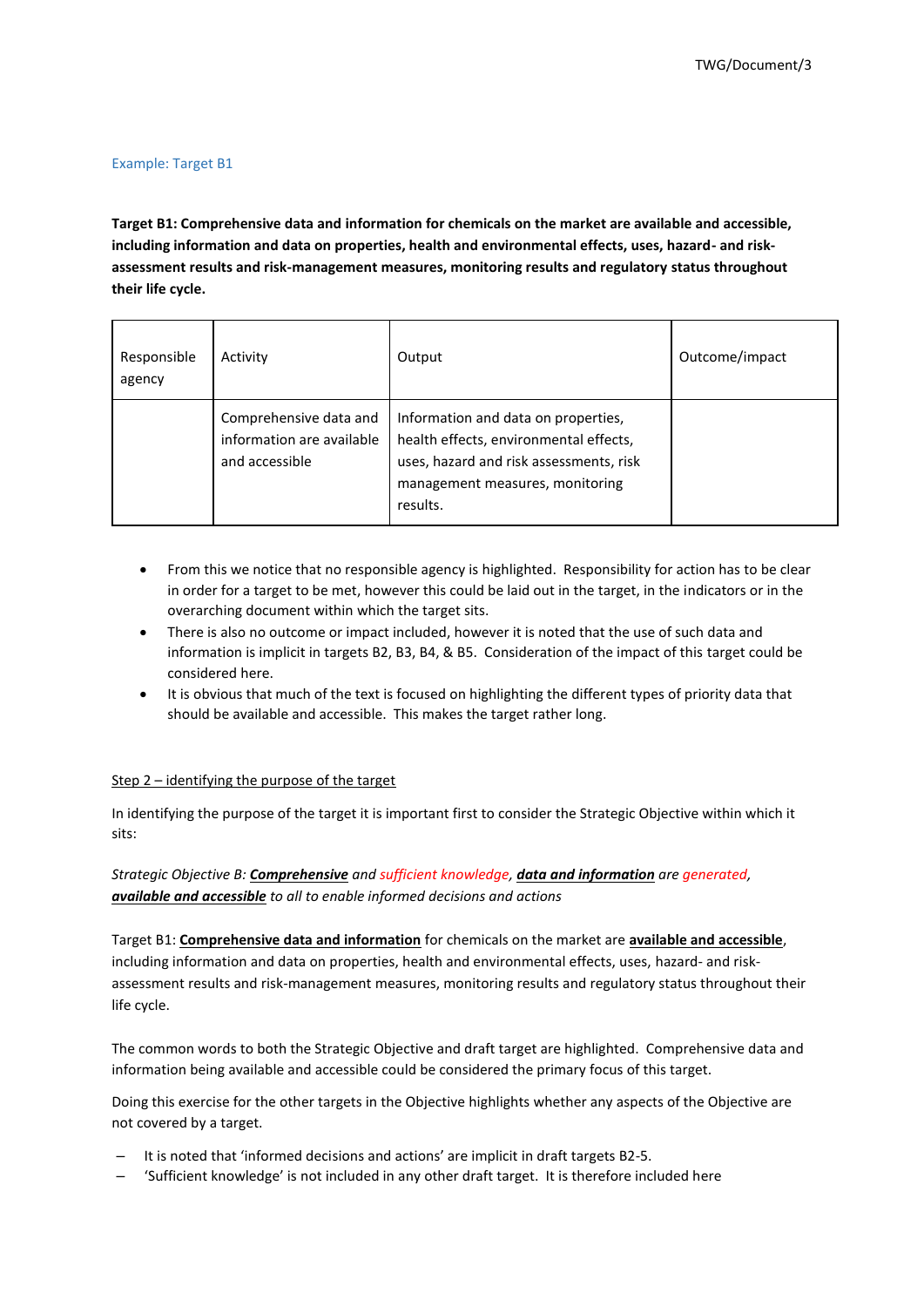Example: Target B1

**Target B1: Comprehensive data and information for chemicals on the market are available and accessible, including information and data on properties, health and environmental effects, uses, hazard- and risk-assessment results and risk-management measures, monitoring results and regulatory status throughout their life cycle.**

| Responsible agency | Activity | Output | Outcome/impact |
|---|---|---|---|
| | Comprehensive data and information are available and accessible | Information and data on properties, health effects, environmental effects, uses, hazard and risk assessments, risk management measures, monitoring results. | |

- From this we notice that no responsible agency is highlighted. Responsibility for action has to be clear in order for a target to be met, however this could be laid out in the target, in the indicators or in the overarching document within which the target sits.
- There is also no outcome or impact included, however it is noted that the use of such data and information is implicit in targets B2, B3, B4, & B5. Consideration of the impact of this target could be considered here.
- It is obvious that much of the text is focused on highlighting the different types of priority data that should be available and accessible. This makes the target rather long.

Step 2 – identifying the purpose of the target

In identifying the purpose of the target it is important first to consider the Strategic Objective within which it sits:

*Strategic Objective B: **Comprehensive** and sufficient knowledge, **data and information** are generated, **available and accessible** to all to enable informed decisions and actions*

Target B1: **Comprehensive data and information** for chemicals on the market are **available and accessible**, including information and data on properties, health and environmental effects, uses, hazard- and risk-assessment results and risk-management measures, monitoring results and regulatory status throughout their life cycle.

The common words to both the Strategic Objective and draft target are highlighted. Comprehensive data and information being available and accessible could be considered the primary focus of this target.

Doing this exercise for the other targets in the Objective highlights whether any aspects of the Objective are not covered by a target.

- It is noted that 'informed decisions and actions' are implicit in draft targets B2-5.
- 'Sufficient knowledge' is not included in any other draft target. It is therefore included here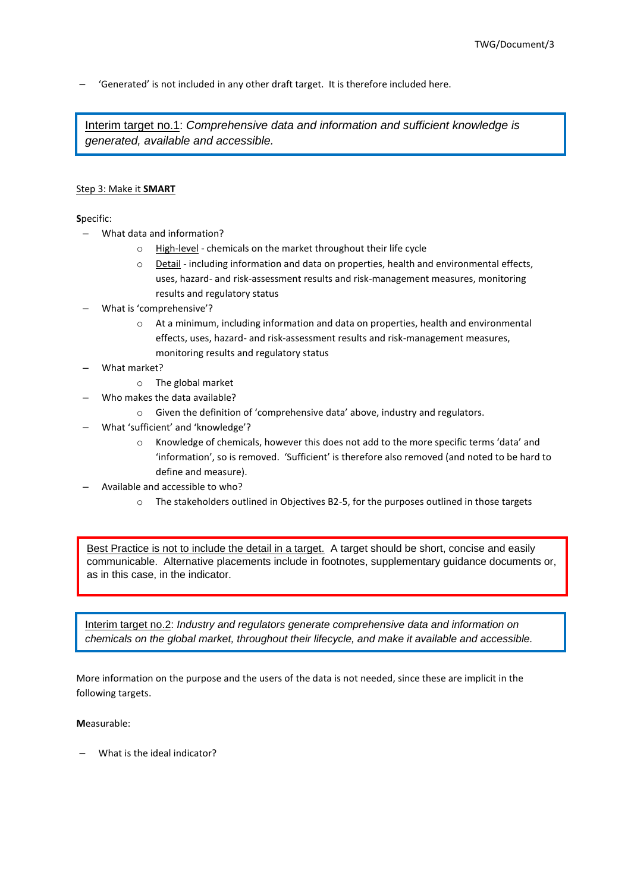– 'Generated' is not included in any other draft target. It is therefore included here.

> Interim target no.1: *Comprehensive data and information and sufficient knowledge is generated, available and accessible.*

Step 3: Make it **SMART**

**S**pecific:

– What data and information?
  - High-level - chemicals on the market throughout their life cycle
  - Detail - including information and data on properties, health and environmental effects, uses, hazard- and risk-assessment results and risk-management measures, monitoring results and regulatory status
– What is 'comprehensive'?
  - At a minimum, including information and data on properties, health and environmental effects, uses, hazard- and risk-assessment results and risk-management measures, monitoring results and regulatory status
– What market?
  - The global market
– Who makes the data available?
  - Given the definition of 'comprehensive data' above, industry and regulators.
– What 'sufficient' and 'knowledge'?
  - Knowledge of chemicals, however this does not add to the more specific terms 'data' and 'information', so is removed. 'Sufficient' is therefore also removed (and noted to be hard to define and measure).
– Available and accessible to who?
  - The stakeholders outlined in Objectives B2-5, for the purposes outlined in those targets

> Best Practice is not to include the detail in a target. A target should be short, concise and easily communicable. Alternative placements include in footnotes, supplementary guidance documents or, as in this case, in the indicator.

> Interim target no.2: *Industry and regulators generate comprehensive data and information on chemicals on the global market, throughout their lifecycle, and make it available and accessible.*

More information on the purpose and the users of the data is not needed, since these are implicit in the following targets.

**M**easurable:

– What is the ideal indicator?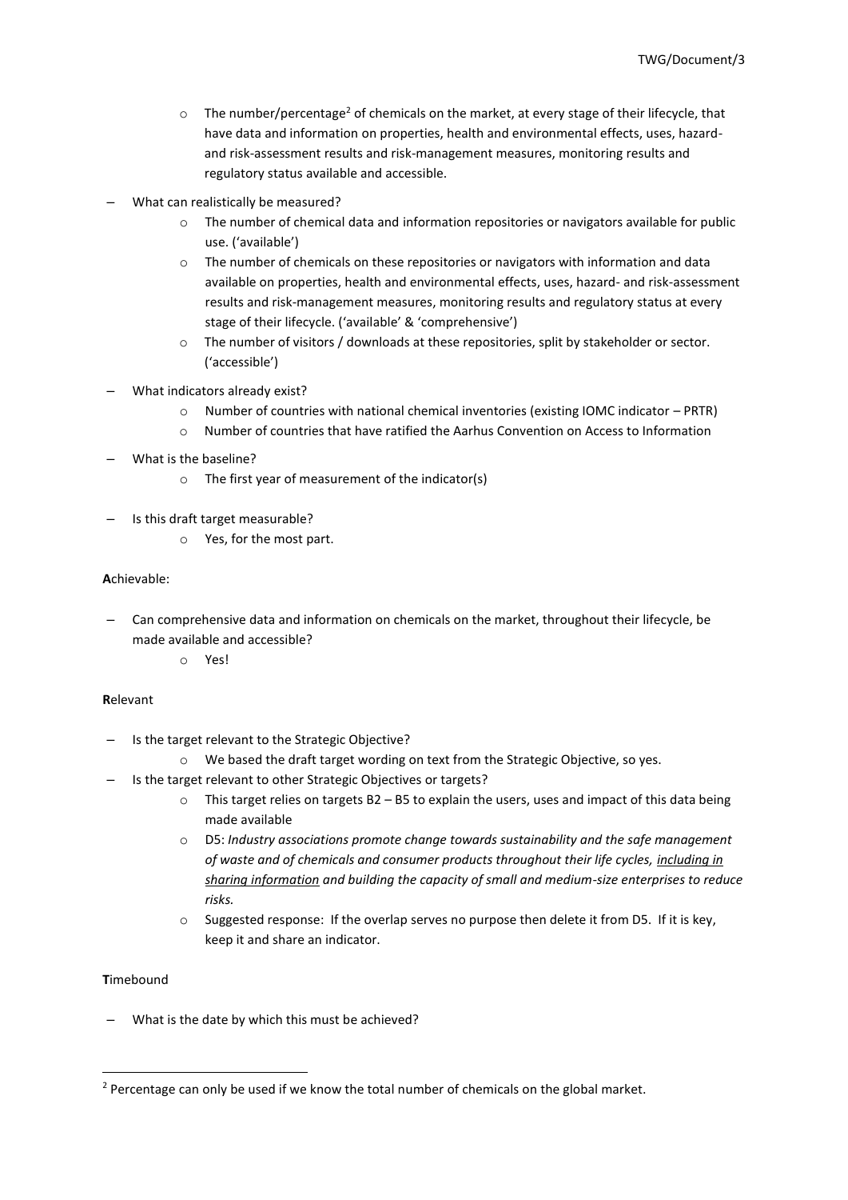- The number/percentage[2] of chemicals on the market, at every stage of their lifecycle, that have data and information on properties, health and environmental effects, uses, hazard- and risk-assessment results and risk-management measures, monitoring results and regulatory status available and accessible.

- What can realistically be measured?
    - The number of chemical data and information repositories or navigators available for public use. ('available')
    - The number of chemicals on these repositories or navigators with information and data available on properties, health and environmental effects, uses, hazard- and risk-assessment results and risk-management measures, monitoring results and regulatory status at every stage of their lifecycle. ('available' & 'comprehensive')
    - The number of visitors / downloads at these repositories, split by stakeholder or sector. ('accessible')
- What indicators already exist?
    - Number of countries with national chemical inventories (existing IOMC indicator – PRTR)
    - Number of countries that have ratified the Aarhus Convention on Access to Information
- What is the baseline?
    - The first year of measurement of the indicator(s)
- Is this draft target measurable?
    - Yes, for the most part.

**A**chievable:

- Can comprehensive data and information on chemicals on the market, throughout their lifecycle, be made available and accessible?
    - Yes!

**R**elevant

- Is the target relevant to the Strategic Objective?
    - We based the draft target wording on text from the Strategic Objective, so yes.
- Is the target relevant to other Strategic Objectives or targets?
    - This target relies on targets B2 – B5 to explain the users, uses and impact of this data being made available
    - D5: *Industry associations promote change towards sustainability and the safe management of waste and of chemicals and consumer products throughout their life cycles, <u>including in sharing information</u> and building the capacity of small and medium-size enterprises to reduce risks.*
    - Suggested response: If the overlap serves no purpose then delete it from D5. If it is key, keep it and share an indicator.

**T**imebound

- What is the date by which this must be achieved?

[2] Percentage can only be used if we know the total number of chemicals on the global market.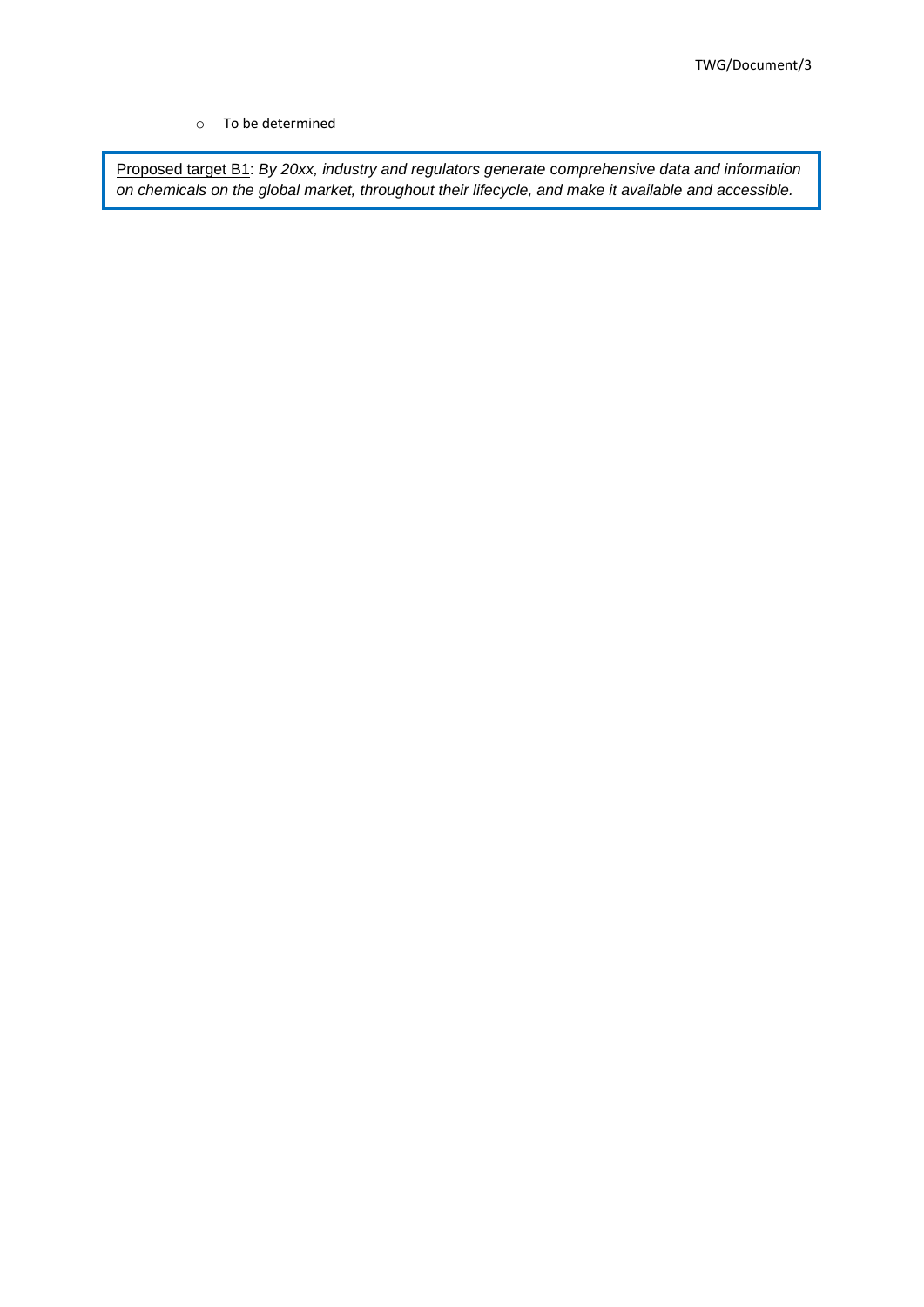- To be determined

<u>Proposed target B1</u>: *By 20xx, industry and regulators generate* comprehensive *data and information on chemicals on the global market, throughout their lifecycle, and make it available and accessible.*